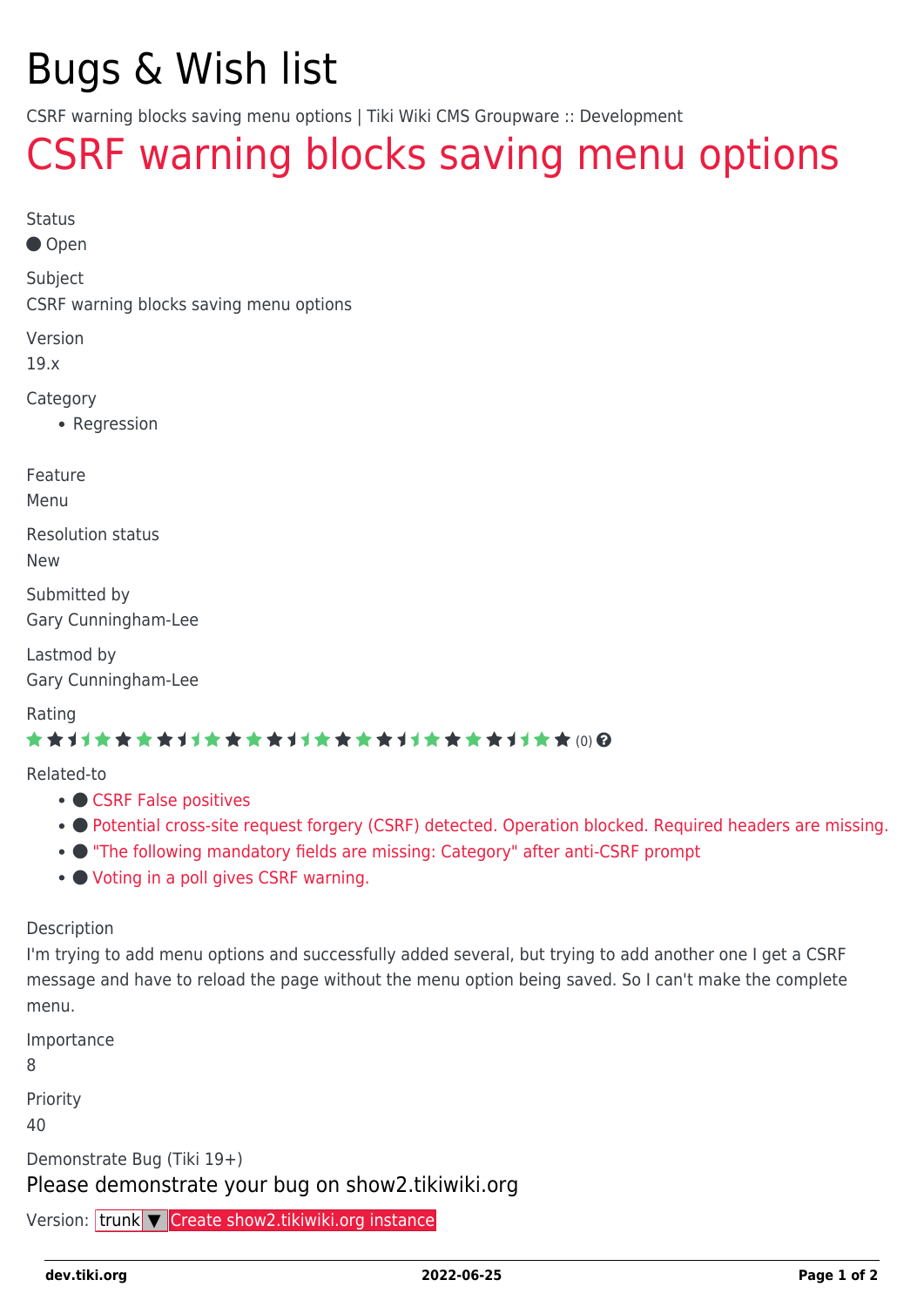# Bugs & Wish list

CSRF warning blocks saving menu options | Tiki Wiki CMS Groupware :: Development

## CSRF warning blocks saving menu options

Status

● Open

Subject

CSRF warning blocks saving menu options

Version

19.x

Category

- Regression

Feature

Menu

Resolution status

New

Submitted by

Gary Cunningham-Lee

Lastmod by

Gary Cunningham-Lee

Rating

(0)

Related-to

- ● CSRF False positives
- ● Potential cross-site request forgery (CSRF) detected. Operation blocked. Required headers are missing.
- ● "The following mandatory fields are missing: Category" after anti-CSRF prompt
- ● Voting in a poll gives CSRF warning.

Description

I'm trying to add menu options and successfully added several, but trying to add another one I get a CSRF message and have to reload the page without the menu option being saved. So I can't make the complete menu.

Importance

8

Priority

40

Demonstrate Bug (Tiki 19+)

Please demonstrate your bug on show2.tikiwiki.org

Version: trunk ▼ Create show2.tikiwiki.org instance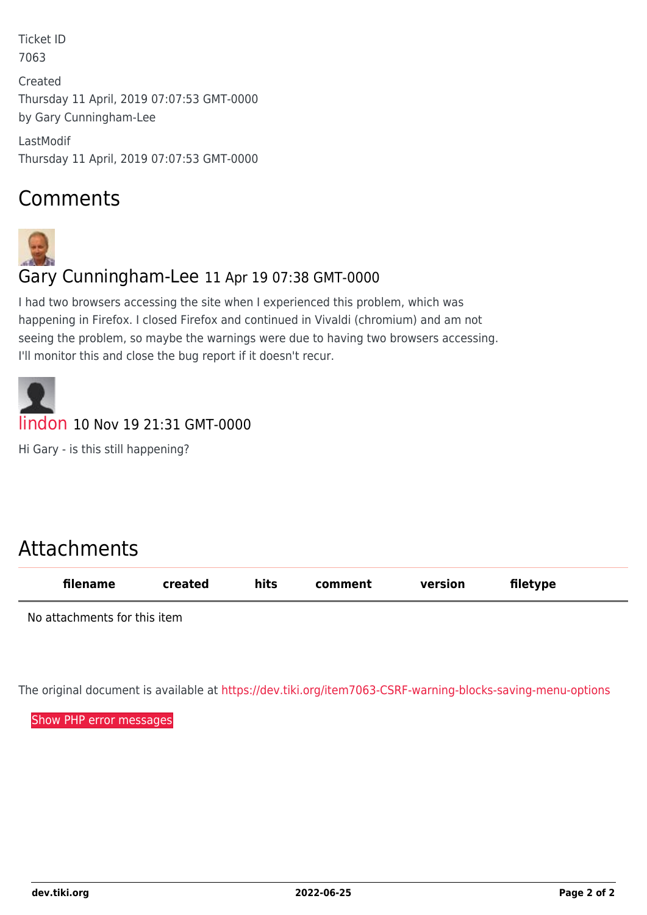Ticket ID
7063

Created
Thursday 11 April, 2019 07:07:53 GMT-0000
by Gary Cunningham-Lee

LastModif
Thursday 11 April, 2019 07:07:53 GMT-0000

## Comments

### Gary Cunningham-Lee 11 Apr 19 07:38 GMT-0000

I had two browsers accessing the site when I experienced this problem, which was happening in Firefox. I closed Firefox and continued in Vivaldi (chromium) and am not seeing the problem, so maybe the warnings were due to having two browsers accessing. I'll monitor this and close the bug report if it doesn't recur.

### lindon 10 Nov 19 21:31 GMT-0000

Hi Gary - is this still happening?

## Attachments

| filename | created | hits | comment | version | filetype |
|---|---|---|---|---|---|

No attachments for this item

The original document is available at https://dev.tiki.org/item7063-CSRF-warning-blocks-saving-menu-options

Show PHP error messages